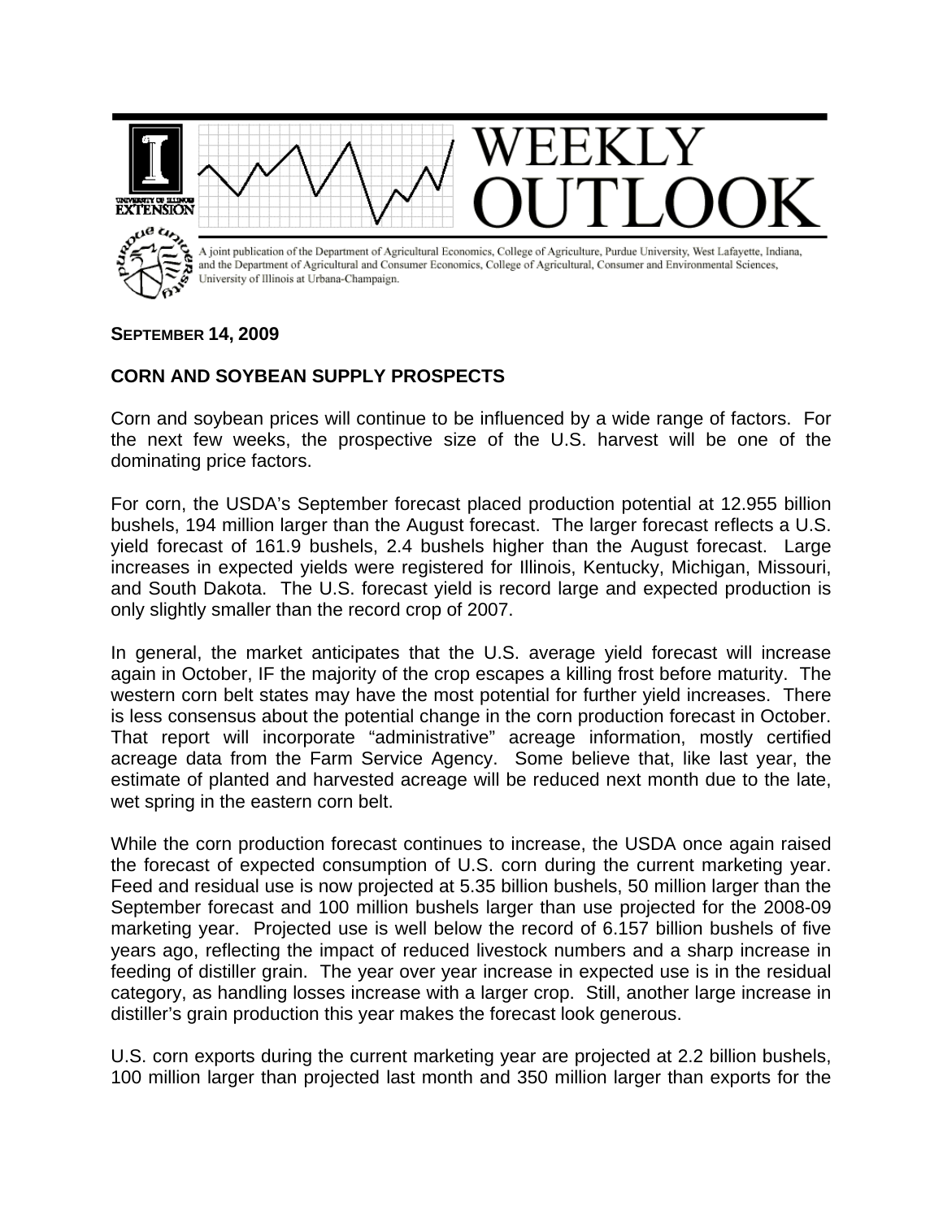# WEEKLY OUTLOOK

A joint publication of the Department of Agricultural Economics, College of Agriculture, Purdue University, West Lafayette, Indiana, and the Department of Agricultural and Consumer Economics, College of Agricultural, Consumer and Environmental Sciences, University of Illinois at Urbana-Champaign.

**SEPTEMBER 14, 2009**

## CORN AND SOYBEAN SUPPLY PROSPECTS

Corn and soybean prices will continue to be influenced by a wide range of factors. For the next few weeks, the prospective size of the U.S. harvest will be one of the dominating price factors.

For corn, the USDA's September forecast placed production potential at 12.955 billion bushels, 194 million larger than the August forecast. The larger forecast reflects a U.S. yield forecast of 161.9 bushels, 2.4 bushels higher than the August forecast. Large increases in expected yields were registered for Illinois, Kentucky, Michigan, Missouri, and South Dakota. The U.S. forecast yield is record large and expected production is only slightly smaller than the record crop of 2007.

In general, the market anticipates that the U.S. average yield forecast will increase again in October, IF the majority of the crop escapes a killing frost before maturity. The western corn belt states may have the most potential for further yield increases. There is less consensus about the potential change in the corn production forecast in October. That report will incorporate "administrative" acreage information, mostly certified acreage data from the Farm Service Agency. Some believe that, like last year, the estimate of planted and harvested acreage will be reduced next month due to the late, wet spring in the eastern corn belt.

While the corn production forecast continues to increase, the USDA once again raised the forecast of expected consumption of U.S. corn during the current marketing year. Feed and residual use is now projected at 5.35 billion bushels, 50 million larger than the September forecast and 100 million bushels larger than use projected for the 2008-09 marketing year. Projected use is well below the record of 6.157 billion bushels of five years ago, reflecting the impact of reduced livestock numbers and a sharp increase in feeding of distiller grain. The year over year increase in expected use is in the residual category, as handling losses increase with a larger crop. Still, another large increase in distiller's grain production this year makes the forecast look generous.

U.S. corn exports during the current marketing year are projected at 2.2 billion bushels, 100 million larger than projected last month and 350 million larger than exports for the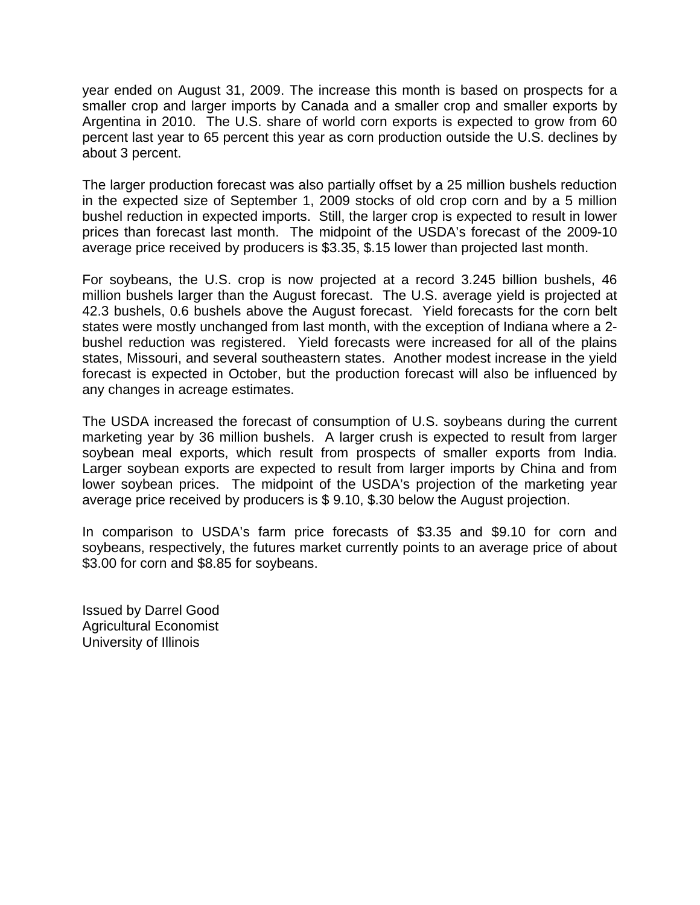year ended on August 31, 2009. The increase this month is based on prospects for a smaller crop and larger imports by Canada and a smaller crop and smaller exports by Argentina in 2010. The U.S. share of world corn exports is expected to grow from 60 percent last year to 65 percent this year as corn production outside the U.S. declines by about 3 percent.

The larger production forecast was also partially offset by a 25 million bushels reduction in the expected size of September 1, 2009 stocks of old crop corn and by a 5 million bushel reduction in expected imports. Still, the larger crop is expected to result in lower prices than forecast last month. The midpoint of the USDA's forecast of the 2009-10 average price received by producers is $3.35, $.15 lower than projected last month.

For soybeans, the U.S. crop is now projected at a record 3.245 billion bushels, 46 million bushels larger than the August forecast. The U.S. average yield is projected at 42.3 bushels, 0.6 bushels above the August forecast. Yield forecasts for the corn belt states were mostly unchanged from last month, with the exception of Indiana where a 2-bushel reduction was registered. Yield forecasts were increased for all of the plains states, Missouri, and several southeastern states. Another modest increase in the yield forecast is expected in October, but the production forecast will also be influenced by any changes in acreage estimates.

The USDA increased the forecast of consumption of U.S. soybeans during the current marketing year by 36 million bushels. A larger crush is expected to result from larger soybean meal exports, which result from prospects of smaller exports from India. Larger soybean exports are expected to result from larger imports by China and from lower soybean prices. The midpoint of the USDA's projection of the marketing year average price received by producers is $ 9.10, $.30 below the August projection.

In comparison to USDA's farm price forecasts of $3.35 and $9.10 for corn and soybeans, respectively, the futures market currently points to an average price of about $3.00 for corn and $8.85 for soybeans.

Issued by Darrel Good
Agricultural Economist
University of Illinois